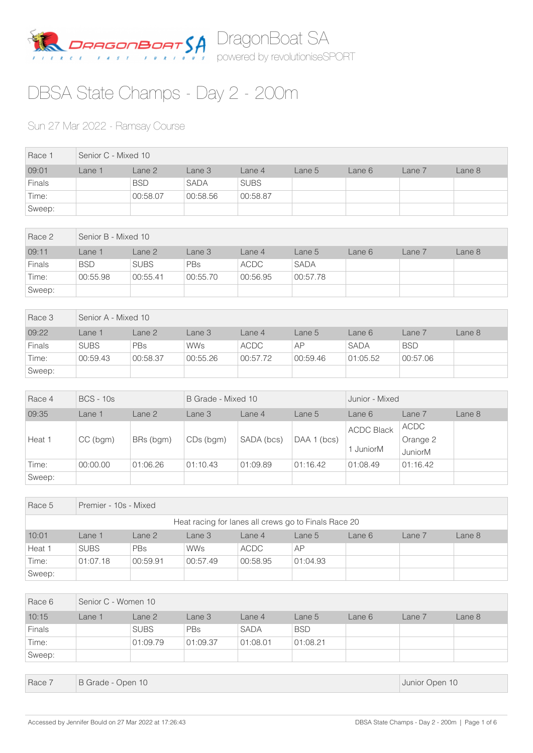DragonBoat SA

powered by revolutioniseSPORT

# DBSA State Champs - Day 2 - 200m

Sun 27 Mar 2022 - Ramsay Course

| Race 1 | Senior C - Mixed 10 | | | | | | | |
|---|---|---|---|---|---|---|---|---|
| 09:01 | Lane 1 | Lane 2 | Lane 3 | Lane 4 | Lane 5 | Lane 6 | Lane 7 | Lane 8 |
| Finals | | BSD | SADA | SUBS | | | | |
| Time: | | 00:58.07 | 00:58.56 | 00:58.87 | | | | |
| Sweep: | | | | | | | | |

| Race 2 | Senior B - Mixed 10 | | | | | | | |
|---|---|---|---|---|---|---|---|---|
| 09:11 | Lane 1 | Lane 2 | Lane 3 | Lane 4 | Lane 5 | Lane 6 | Lane 7 | Lane 8 |
| Finals | BSD | SUBS | PBs | ACDC | SADA | | | |
| Time: | 00:55.98 | 00:55.41 | 00:55.70 | 00:56.95 | 00:57.78 | | | |
| Sweep: | | | | | | | | |

| Race 3 | Senior A - Mixed 10 | | | | | | | |
|---|---|---|---|---|---|---|---|---|
| 09:22 | Lane 1 | Lane 2 | Lane 3 | Lane 4 | Lane 5 | Lane 6 | Lane 7 | Lane 8 |
| Finals | SUBS | PBs | WWs | ACDC | AP | SADA | BSD | |
| Time: | 00:59.43 | 00:58.37 | 00:55.26 | 00:57.72 | 00:59.46 | 01:05.52 | 00:57.06 | |
| Sweep: | | | | | | | | |

| Race 4 | BCS - 10s | | B Grade - Mixed 10 | | | Junior - Mixed | | |
|---|---|---|---|---|---|---|---|---|
| 09:35 | Lane 1 | Lane 2 | Lane 3 | Lane 4 | Lane 5 | Lane 6 | Lane 7 | Lane 8 |
| Heat 1 | CC (bgm) | BRs (bgm) | CDs (bgm) | SADA (bcs) | DAA 1 (bcs) | ACDC Black 1 JuniorM | ACDC Orange 2 JuniorM | |
| Time: | 00:00.00 | 01:06.26 | 01:10.43 | 01:09.89 | 01:16.42 | 01:08.49 | 01:16.42 | |
| Sweep: | | | | | | | | |

| Race 5 | Premier - 10s - Mixed | | | | | | | |
|---|---|---|---|---|---|---|---|---|
| | Heat racing for lanes all crews go to Finals Race 20 | | | | | | | |
| 10:01 | Lane 1 | Lane 2 | Lane 3 | Lane 4 | Lane 5 | Lane 6 | Lane 7 | Lane 8 |
| Heat 1 | SUBS | PBs | WWs | ACDC | AP | | | |
| Time: | 01:07.18 | 00:59.91 | 00:57.49 | 00:58.95 | 01:04.93 | | | |
| Sweep: | | | | | | | | |

| Race 6 | Senior C - Women 10 | | | | | | | |
|---|---|---|---|---|---|---|---|---|
| 10:15 | Lane 1 | Lane 2 | Lane 3 | Lane 4 | Lane 5 | Lane 6 | Lane 7 | Lane 8 |
| Finals | | SUBS | PBs | SADA | BSD | | | |
| Time: | | 01:09.79 | 01:09.37 | 01:08.01 | 01:08.21 | | | |
| Sweep: | | | | | | | | |

| Race 7 | B Grade - Open 10 | | | | | | Junior Open 10 | |
|---|---|---|---|---|---|---|---|---|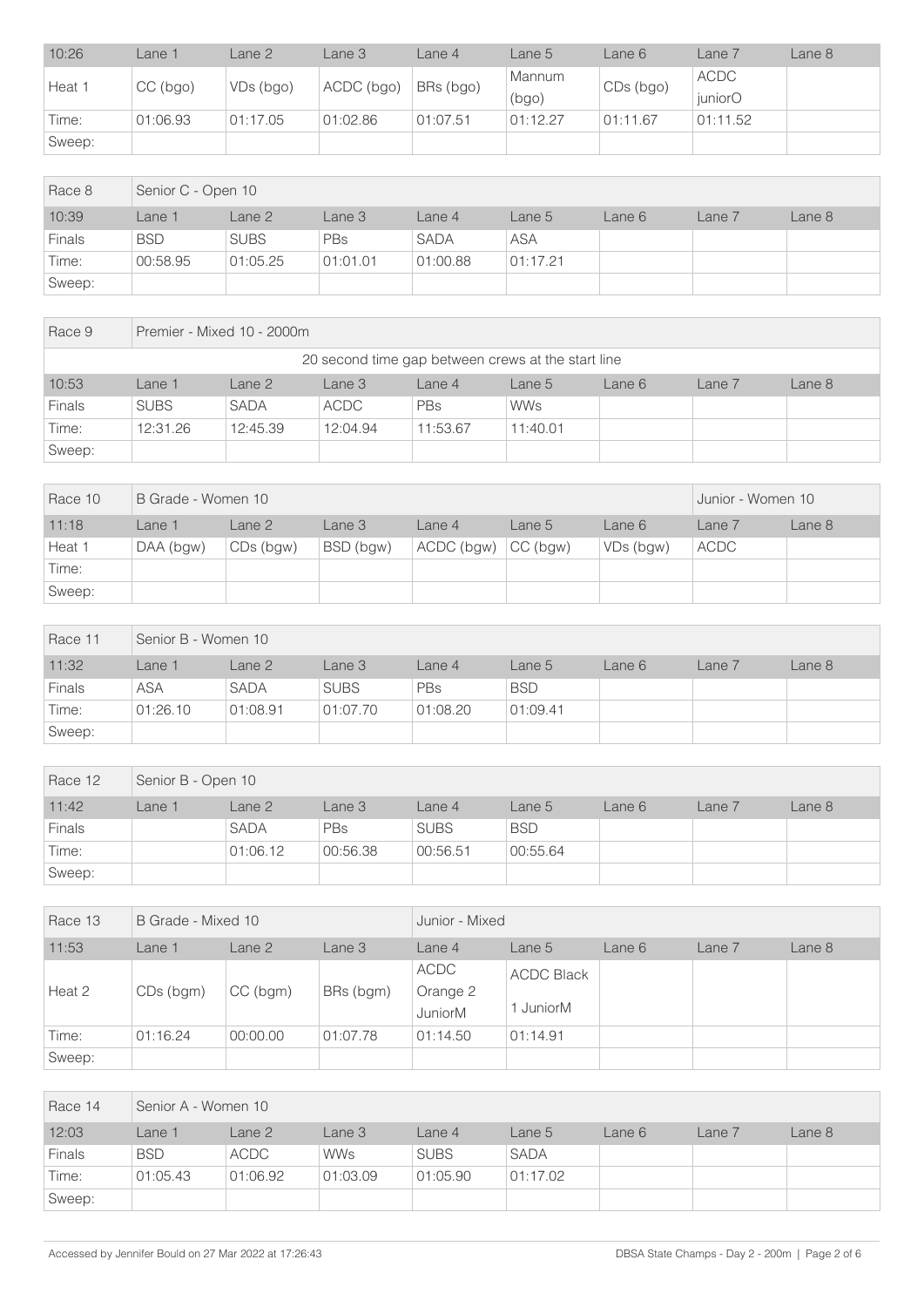| 10:26 | Lane 1 | Lane 2 | Lane 3 | Lane 4 | Lane 5 | Lane 6 | Lane 7 | Lane 8 |
|---|---|---|---|---|---|---|---|---|
| Heat 1 | CC (bgo) | VDs (bgo) | ACDC (bgo) | BRs (bgo) | Mannum (bgo) | CDs (bgo) | ACDC juniorO | |
| Time: | 01:06.93 | 01:17.05 | 01:02.86 | 01:07.51 | 01:12.27 | 01:11.67 | 01:11.52 | |
| Sweep: | | | | | | | | |

| Race 8 | Senior C - Open 10 | | | | | | | |
|---|---|---|---|---|---|---|---|---|
| 10:39 | Lane 1 | Lane 2 | Lane 3 | Lane 4 | Lane 5 | Lane 6 | Lane 7 | Lane 8 |
| Finals | BSD | SUBS | PBs | SADA | ASA | | | |
| Time: | 00:58.95 | 01:05.25 | 01:01.01 | 01:00.88 | 01:17.21 | | | |
| Sweep: | | | | | | | | |

| Race 9 | Premier - Mixed 10 - 2000m | | | | | | | |
|---|---|---|---|---|---|---|---|---|
| 20 second time gap between crews at the start line | | | | | | | | |
| 10:53 | Lane 1 | Lane 2 | Lane 3 | Lane 4 | Lane 5 | Lane 6 | Lane 7 | Lane 8 |
| Finals | SUBS | SADA | ACDC | PBs | WWs | | | |
| Time: | 12:31.26 | 12:45.39 | 12:04.94 | 11:53.67 | 11:40.01 | | | |
| Sweep: | | | | | | | | |

| Race 10 | B Grade - Women 10 | | | | | | Junior - Women 10 | |
|---|---|---|---|---|---|---|---|---|
| 11:18 | Lane 1 | Lane 2 | Lane 3 | Lane 4 | Lane 5 | Lane 6 | Lane 7 | Lane 8 |
| Heat 1 | DAA (bgw) | CDs (bgw) | BSD (bgw) | ACDC (bgw) | CC (bgw) | VDs (bgw) | ACDC | |
| Time: | | | | | | | | |
| Sweep: | | | | | | | | |

| Race 11 | Senior B - Women 10 | | | | | | | |
|---|---|---|---|---|---|---|---|---|
| 11:32 | Lane 1 | Lane 2 | Lane 3 | Lane 4 | Lane 5 | Lane 6 | Lane 7 | Lane 8 |
| Finals | ASA | SADA | SUBS | PBs | BSD | | | |
| Time: | 01:26.10 | 01:08.91 | 01:07.70 | 01:08.20 | 01:09.41 | | | |
| Sweep: | | | | | | | | |

| Race 12 | Senior B - Open 10 | | | | | | | |
|---|---|---|---|---|---|---|---|---|
| 11:42 | Lane 1 | Lane 2 | Lane 3 | Lane 4 | Lane 5 | Lane 6 | Lane 7 | Lane 8 |
| Finals | | SADA | PBs | SUBS | BSD | | | |
| Time: | | 01:06.12 | 00:56.38 | 00:56.51 | 00:55.64 | | | |
| Sweep: | | | | | | | | |

| Race 13 | B Grade - Mixed 10 | | | Junior - Mixed | | | | |
|---|---|---|---|---|---|---|---|---|
| 11:53 | Lane 1 | Lane 2 | Lane 3 | Lane 4 | Lane 5 | Lane 6 | Lane 7 | Lane 8 |
| Heat 2 | CDs (bgm) | CC (bgm) | BRs (bgm) | ACDC Orange 2 JuniorM | ACDC Black 1 JuniorM | | | |
| Time: | 01:16.24 | 00:00.00 | 01:07.78 | 01:14.50 | 01:14.91 | | | |
| Sweep: | | | | | | | | |

| Race 14 | Senior A - Women 10 | | | | | | | |
|---|---|---|---|---|---|---|---|---|
| 12:03 | Lane 1 | Lane 2 | Lane 3 | Lane 4 | Lane 5 | Lane 6 | Lane 7 | Lane 8 |
| Finals | BSD | ACDC | WWs | SUBS | SADA | | | |
| Time: | 01:05.43 | 01:06.92 | 01:03.09 | 01:05.90 | 01:17.02 | | | |
| Sweep: | | | | | | | | |

Accessed by Jennifer Bould on 27 Mar 2022 at 17:26:43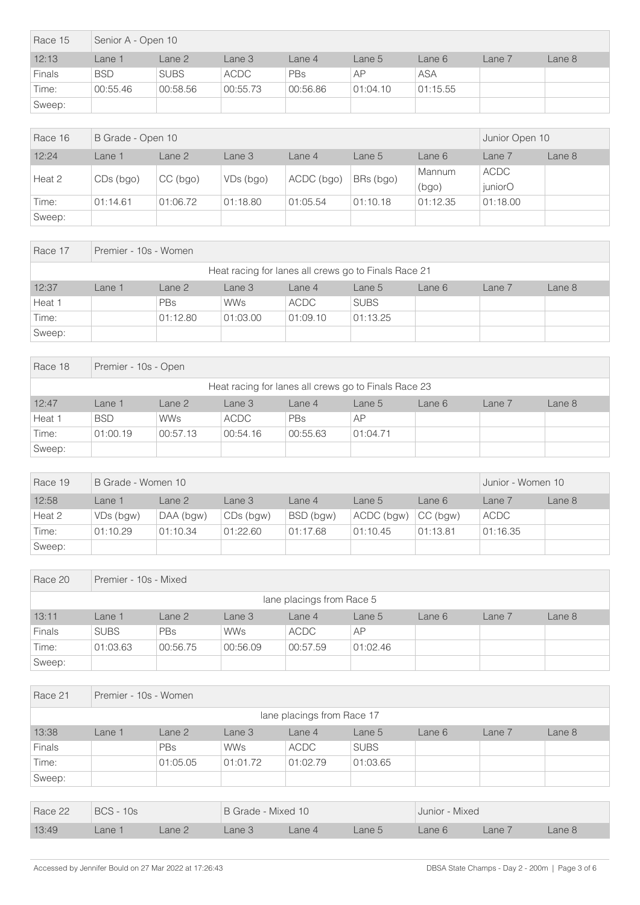| Race 15 | Senior A - Open 10 | | | | | | |
|---|---|---|---|---|---|---|---|
| 12:13 | Lane 1 | Lane 2 | Lane 3 | Lane 4 | Lane 5 | Lane 6 | Lane 7 | Lane 8 |
| Finals | BSD | SUBS | ACDC | PBs | AP | ASA | | |
| Time: | 00:55.46 | 00:58.56 | 00:55.73 | 00:56.86 | 01:04.10 | 01:15.55 | | |
| Sweep: | | | | | | | | |

| Race 16 | B Grade - Open 10 | | | | | | Junior Open 10 | |
|---|---|---|---|---|---|---|---|---|
| 12:24 | Lane 1 | Lane 2 | Lane 3 | Lane 4 | Lane 5 | Lane 6 | Lane 7 | Lane 8 |
| Heat 2 | CDs (bgo) | CC (bgo) | VDs (bgo) | ACDC (bgo) | BRs (bgo) | Mannum (bgo) | ACDC juniorO | |
| Time: | 01:14.61 | 01:06.72 | 01:18.80 | 01:05.54 | 01:10.18 | 01:12.35 | 01:18.00 | |
| Sweep: | | | | | | | | |

| Race 17 | Premier - 10s - Women | | | | | | | |
|---|---|---|---|---|---|---|---|---|
| | Heat racing for lanes all crews go to Finals Race 21 | | | | | | | |
| 12:37 | Lane 1 | Lane 2 | Lane 3 | Lane 4 | Lane 5 | Lane 6 | Lane 7 | Lane 8 |
| Heat 1 | | PBs | WWs | ACDC | SUBS | | | |
| Time: | | 01:12.80 | 01:03.00 | 01:09.10 | 01:13.25 | | | |
| Sweep: | | | | | | | | |

| Race 18 | Premier - 10s - Open | | | | | | | |
|---|---|---|---|---|---|---|---|---|
| | Heat racing for lanes all crews go to Finals Race 23 | | | | | | | |
| 12:47 | Lane 1 | Lane 2 | Lane 3 | Lane 4 | Lane 5 | Lane 6 | Lane 7 | Lane 8 |
| Heat 1 | BSD | WWs | ACDC | PBs | AP | | | |
| Time: | 01:00.19 | 00:57.13 | 00:54.16 | 00:55.63 | 01:04.71 | | | |
| Sweep: | | | | | | | | |

| Race 19 | B Grade - Women 10 | | | | | | Junior - Women 10 | |
|---|---|---|---|---|---|---|---|---|
| 12:58 | Lane 1 | Lane 2 | Lane 3 | Lane 4 | Lane 5 | Lane 6 | Lane 7 | Lane 8 |
| Heat 2 | VDs (bgw) | DAA (bgw) | CDs (bgw) | BSD (bgw) | ACDC (bgw) | CC (bgw) | ACDC | |
| Time: | 01:10.29 | 01:10.34 | 01:22.60 | 01:17.68 | 01:10.45 | 01:13.81 | 01:16.35 | |
| Sweep: | | | | | | | | |

| Race 20 | Premier - 10s - Mixed | | | | | | | |
|---|---|---|---|---|---|---|---|---|
| | lane placings from Race 5 | | | | | | | |
| 13:11 | Lane 1 | Lane 2 | Lane 3 | Lane 4 | Lane 5 | Lane 6 | Lane 7 | Lane 8 |
| Finals | SUBS | PBs | WWs | ACDC | AP | | | |
| Time: | 01:03.63 | 00:56.75 | 00:56.09 | 00:57.59 | 01:02.46 | | | |
| Sweep: | | | | | | | | |

| Race 21 | Premier - 10s - Women | | | | | | | |
|---|---|---|---|---|---|---|---|---|
| | lane placings from Race 17 | | | | | | | |
| 13:38 | Lane 1 | Lane 2 | Lane 3 | Lane 4 | Lane 5 | Lane 6 | Lane 7 | Lane 8 |
| Finals | | PBs | WWs | ACDC | SUBS | | | |
| Time: | | 01:05.05 | 01:01.72 | 01:02.79 | 01:03.65 | | | |
| Sweep: | | | | | | | | |

| Race 22 | BCS - 10s | | B Grade - Mixed 10 | | | Junior - Mixed | | |
|---|---|---|---|---|---|---|---|---|
| 13:49 | Lane 1 | Lane 2 | Lane 3 | Lane 4 | Lane 5 | Lane 6 | Lane 7 | Lane 8 |

Accessed by Jennifer Bould on 27 Mar 2022 at 17:26:43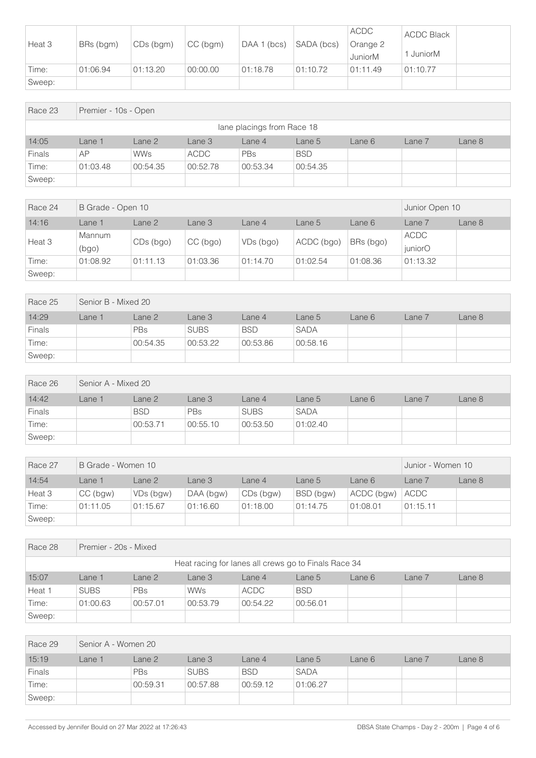| Heat 3 | BRs (bgm) | CDs (bgm) | CC (bgm) | DAA 1 (bcs) | SADA (bcs) | ACDC Orange 2 JuniorM | ACDC Black 1 JuniorM | |
|---|---|---|---|---|---|---|---|---|
| Time: | 01:06.94 | 01:13.20 | 00:00.00 | 01:18.78 | 01:10.72 | 01:11.49 | 01:10.77 | |
| Sweep: | | | | | | | | |

| Race 23 | Premier - 10s - Open | | | | | | | |
|---|---|---|---|---|---|---|---|---|
| lane placings from Race 18 | | | | | | | | |
| 14:05 | Lane 1 | Lane 2 | Lane 3 | Lane 4 | Lane 5 | Lane 6 | Lane 7 | Lane 8 |
| Finals | AP | WWs | ACDC | PBs | BSD | | | |
| Time: | 01:03.48 | 00:54.35 | 00:52.78 | 00:53.34 | 00:54.35 | | | |
| Sweep: | | | | | | | | |

| Race 24 | B Grade - Open 10 | | | | | | Junior Open 10 | |
|---|---|---|---|---|---|---|---|---|
| 14:16 | Lane 1 | Lane 2 | Lane 3 | Lane 4 | Lane 5 | Lane 6 | Lane 7 | Lane 8 |
| Heat 3 | Mannum (bgo) | CDs (bgo) | CC (bgo) | VDs (bgo) | ACDC (bgo) | BRs (bgo) | ACDC juniorO | |
| Time: | 01:08.92 | 01:11.13 | 01:03.36 | 01:14.70 | 01:02.54 | 01:08.36 | 01:13.32 | |
| Sweep: | | | | | | | | |

| Race 25 | Senior B - Mixed 20 | | | | | | | |
|---|---|---|---|---|---|---|---|---|
| 14:29 | Lane 1 | Lane 2 | Lane 3 | Lane 4 | Lane 5 | Lane 6 | Lane 7 | Lane 8 |
| Finals | | PBs | SUBS | BSD | SADA | | | |
| Time: | | 00:54.35 | 00:53.22 | 00:53.86 | 00:58.16 | | | |
| Sweep: | | | | | | | | |

| Race 26 | Senior A - Mixed 20 | | | | | | | |
|---|---|---|---|---|---|---|---|---|
| 14:42 | Lane 1 | Lane 2 | Lane 3 | Lane 4 | Lane 5 | Lane 6 | Lane 7 | Lane 8 |
| Finals | | BSD | PBs | SUBS | SADA | | | |
| Time: | | 00:53.71 | 00:55.10 | 00:53.50 | 01:02.40 | | | |
| Sweep: | | | | | | | | |

| Race 27 | B Grade - Women 10 | | | | | | Junior - Women 10 | |
|---|---|---|---|---|---|---|---|---|
| 14:54 | Lane 1 | Lane 2 | Lane 3 | Lane 4 | Lane 5 | Lane 6 | Lane 7 | Lane 8 |
| Heat 3 | CC (bgw) | VDs (bgw) | DAA (bgw) | CDs (bgw) | BSD (bgw) | ACDC (bgw) | ACDC | |
| Time: | 01:11.05 | 01:15.67 | 01:16.60 | 01:18.00 | 01:14.75 | 01:08.01 | 01:15.11 | |
| Sweep: | | | | | | | | |

| Race 28 | Premier - 20s - Mixed | | | | | | | |
|---|---|---|---|---|---|---|---|---|
| Heat racing for lanes all crews go to Finals Race 34 | | | | | | | | |
| 15:07 | Lane 1 | Lane 2 | Lane 3 | Lane 4 | Lane 5 | Lane 6 | Lane 7 | Lane 8 |
| Heat 1 | SUBS | PBs | WWs | ACDC | BSD | | | |
| Time: | 01:00.63 | 00:57.01 | 00:53.79 | 00:54.22 | 00:56.01 | | | |
| Sweep: | | | | | | | | |

| Race 29 | Senior A - Women 20 | | | | | | | |
|---|---|---|---|---|---|---|---|---|
| 15:19 | Lane 1 | Lane 2 | Lane 3 | Lane 4 | Lane 5 | Lane 6 | Lane 7 | Lane 8 |
| Finals | | PBs | SUBS | BSD | SADA | | | |
| Time: | | 00:59.31 | 00:57.88 | 00:59.12 | 01:06.27 | | | |
| Sweep: | | | | | | | | |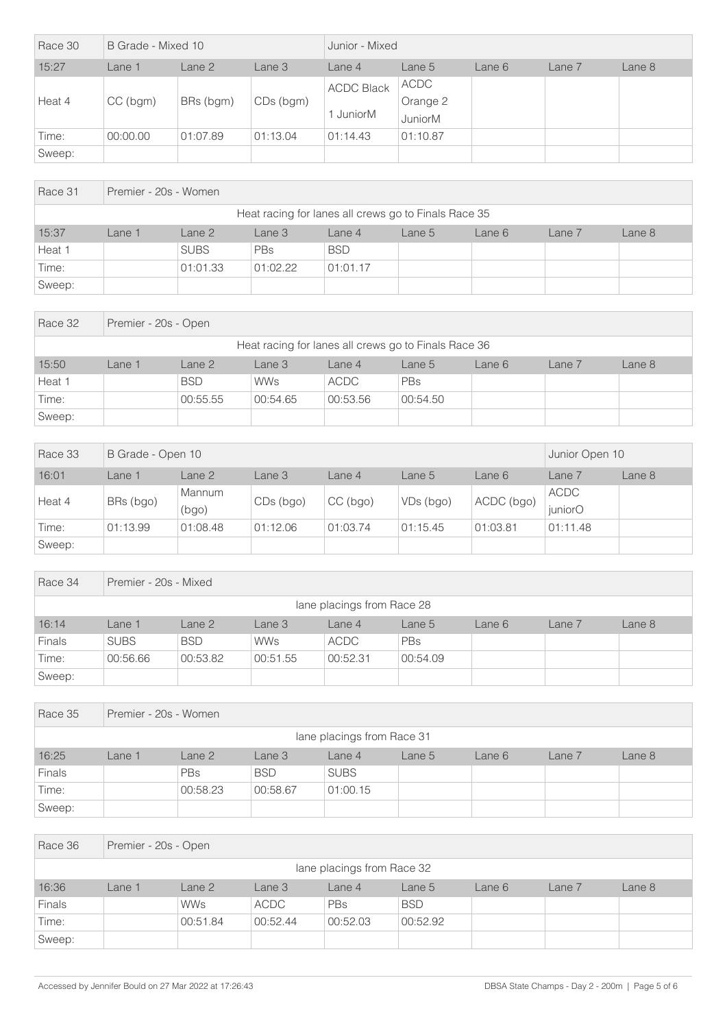| Race 30 | B Grade - Mixed 10 | | | Junior - Mixed | | | | |
|---|---|---|---|---|---|---|---|---|
| 15:27 | Lane 1 | Lane 2 | Lane 3 | Lane 4 | Lane 5 | Lane 6 | Lane 7 | Lane 8 |
| Heat 4 | CC (bgm) | BRs (bgm) | CDs (bgm) | ACDC Black 1 JuniorM | ACDC Orange 2 JuniorM | | | |
| Time: | 00:00.00 | 01:07.89 | 01:13.04 | 01:14.43 | 01:10.87 | | | |
| Sweep: | | | | | | | | |

| Race 31 | Premier - 20s - Women | | | | | | | |
|---|---|---|---|---|---|---|---|---|
| Heat racing for lanes all crews go to Finals Race 35 | | | | | | | | |
| 15:37 | Lane 1 | Lane 2 | Lane 3 | Lane 4 | Lane 5 | Lane 6 | Lane 7 | Lane 8 |
| Heat 1 | | SUBS | PBs | BSD | | | | |
| Time: | | 01:01.33 | 01:02.22 | 01:01.17 | | | | |
| Sweep: | | | | | | | | |

| Race 32 | Premier - 20s - Open | | | | | | | |
|---|---|---|---|---|---|---|---|---|
| Heat racing for lanes all crews go to Finals Race 36 | | | | | | | | |
| 15:50 | Lane 1 | Lane 2 | Lane 3 | Lane 4 | Lane 5 | Lane 6 | Lane 7 | Lane 8 |
| Heat 1 | | BSD | WWs | ACDC | PBs | | | |
| Time: | | 00:55.55 | 00:54.65 | 00:53.56 | 00:54.50 | | | |
| Sweep: | | | | | | | | |

| Race 33 | B Grade - Open 10 | | | | | | Junior Open 10 | |
|---|---|---|---|---|---|---|---|---|
| 16:01 | Lane 1 | Lane 2 | Lane 3 | Lane 4 | Lane 5 | Lane 6 | Lane 7 | Lane 8 |
| Heat 4 | BRs (bgo) | Mannum (bgo) | CDs (bgo) | CC (bgo) | VDs (bgo) | ACDC (bgo) | ACDC juniorO | |
| Time: | 01:13.99 | 01:08.48 | 01:12.06 | 01:03.74 | 01:15.45 | 01:03.81 | 01:11.48 | |
| Sweep: | | | | | | | | |

| Race 34 | Premier - 20s - Mixed | | | | | | | |
|---|---|---|---|---|---|---|---|---|
| lane placings from Race 28 | | | | | | | | |
| 16:14 | Lane 1 | Lane 2 | Lane 3 | Lane 4 | Lane 5 | Lane 6 | Lane 7 | Lane 8 |
| Finals | SUBS | BSD | WWs | ACDC | PBs | | | |
| Time: | 00:56.66 | 00:53.82 | 00:51.55 | 00:52.31 | 00:54.09 | | | |
| Sweep: | | | | | | | | |

| Race 35 | Premier - 20s - Women | | | | | | | |
|---|---|---|---|---|---|---|---|---|
| lane placings from Race 31 | | | | | | | | |
| 16:25 | Lane 1 | Lane 2 | Lane 3 | Lane 4 | Lane 5 | Lane 6 | Lane 7 | Lane 8 |
| Finals | | PBs | BSD | SUBS | | | | |
| Time: | | 00:58.23 | 00:58.67 | 01:00.15 | | | | |
| Sweep: | | | | | | | | |

| Race 36 | Premier - 20s - Open | | | | | | | |
|---|---|---|---|---|---|---|---|---|
| lane placings from Race 32 | | | | | | | | |
| 16:36 | Lane 1 | Lane 2 | Lane 3 | Lane 4 | Lane 5 | Lane 6 | Lane 7 | Lane 8 |
| Finals | | WWs | ACDC | PBs | BSD | | | |
| Time: | | 00:51.84 | 00:52.44 | 00:52.03 | 00:52.92 | | | |
| Sweep: | | | | | | | | |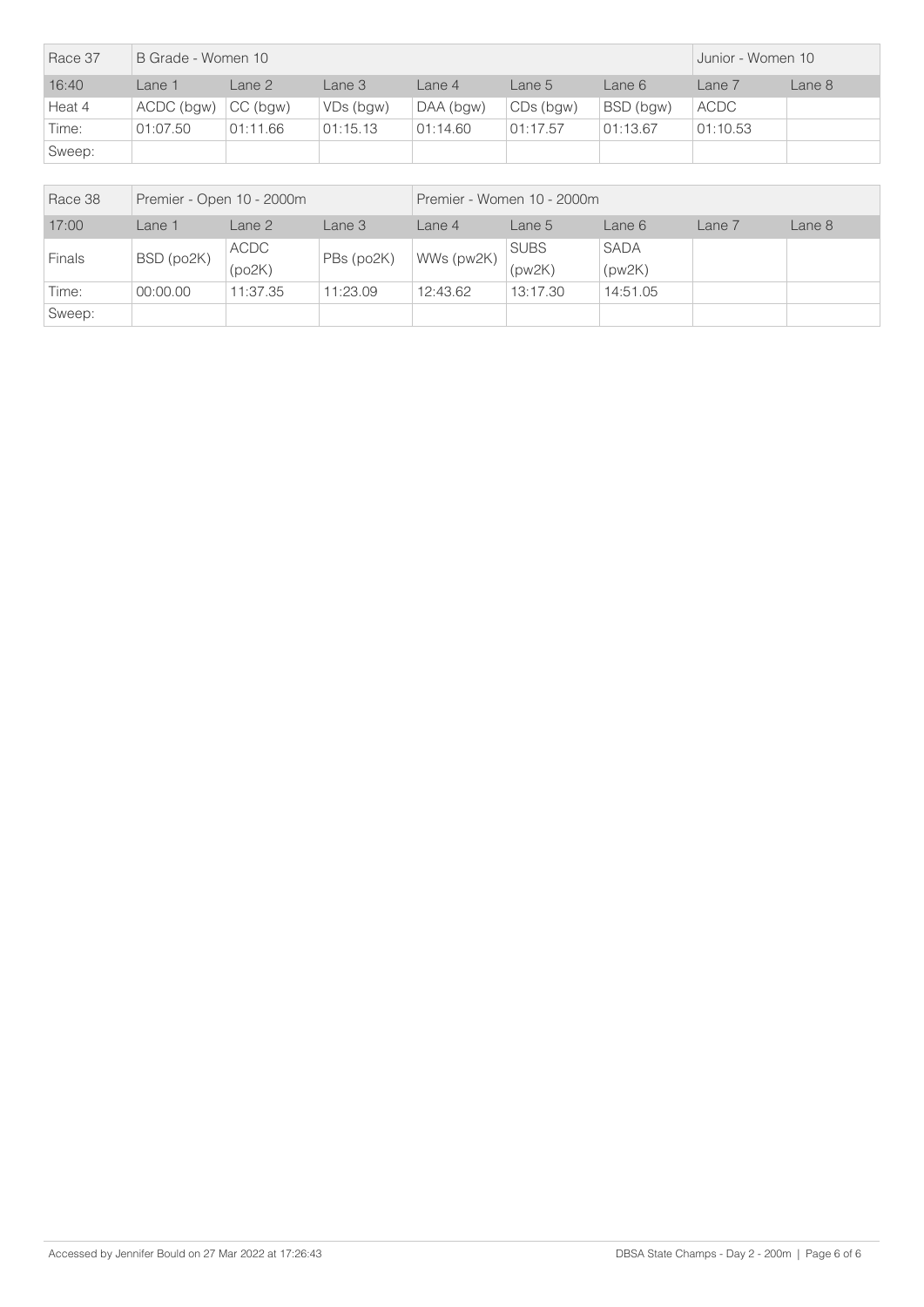| Race 37 | B Grade - Women 10 | | | | | | Junior - Women 10 | |
|---|---|---|---|---|---|---|---|---|
| 16:40 | Lane 1 | Lane 2 | Lane 3 | Lane 4 | Lane 5 | Lane 6 | Lane 7 | Lane 8 |
| Heat 4 | ACDC (bgw) | CC (bgw) | VDs (bgw) | DAA (bgw) | CDs (bgw) | BSD (bgw) | ACDC | |
| Time: | 01:07.50 | 01:11.66 | 01:15.13 | 01:14.60 | 01:17.57 | 01:13.67 | 01:10.53 | |
| Sweep: | | | | | | | | |

| Race 38 | Premier - Open 10 - 2000m | | | Premier - Women 10 - 2000m | | | | |
|---|---|---|---|---|---|---|---|---|
| 17:00 | Lane 1 | Lane 2 | Lane 3 | Lane 4 | Lane 5 | Lane 6 | Lane 7 | Lane 8 |
| Finals | BSD (po2K) | ACDC (po2K) | PBs (po2K) | WWs (pw2K) | SUBS (pw2K) | SADA (pw2K) | | |
| Time: | 00:00.00 | 11:37.35 | 11:23.09 | 12:43.62 | 13:17.30 | 14:51.05 | | |
| Sweep: | | | | | | | | |

Accessed by Jennifer Bould on 27 Mar 2022 at 17:26:43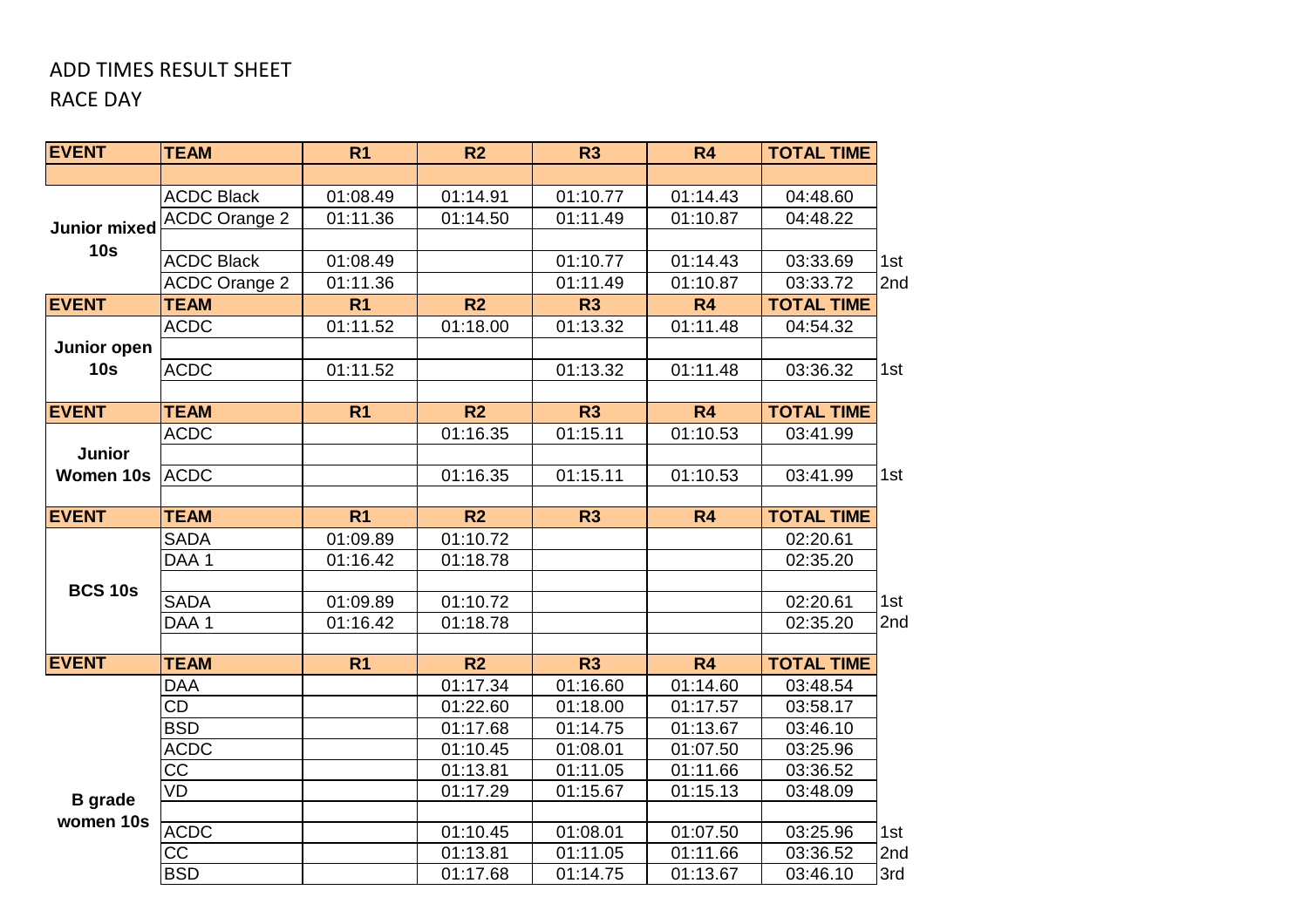ADD TIMES RESULT SHEET

RACE DAY

| EVENT | TEAM | R1 | R2 | R3 | R4 | TOTAL TIME | |
|---|---|---|---|---|---|---|---|
| | | | | | | | |
| Junior mixed 10s | ACDC Black | 01:08.49 | 01:14.91 | 01:10.77 | 01:14.43 | 04:48.60 | |
| | ACDC Orange 2 | 01:11.36 | 01:14.50 | 01:11.49 | 01:10.87 | 04:48.22 | |
| | | | | | | | |
| | ACDC Black | 01:08.49 | | 01:10.77 | 01:14.43 | 03:33.69 | 1st |
| | ACDC Orange 2 | 01:11.36 | | 01:11.49 | 01:10.87 | 03:33.72 | 2nd |
| EVENT | TEAM | R1 | R2 | R3 | R4 | TOTAL TIME | |
| Junior open 10s | ACDC | 01:11.52 | 01:18.00 | 01:13.32 | 01:11.48 | 04:54.32 | |
| | | | | | | | |
| | ACDC | 01:11.52 | | 01:13.32 | 01:11.48 | 03:36.32 | 1st |
| | | | | | | | |
| EVENT | TEAM | R1 | R2 | R3 | R4 | TOTAL TIME | |
| Junior Women 10s | ACDC | | 01:16.35 | 01:15.11 | 01:10.53 | 03:41.99 | |
| | | | | | | | |
| | ACDC | | 01:16.35 | 01:15.11 | 01:10.53 | 03:41.99 | 1st |
| | | | | | | | |
| EVENT | TEAM | R1 | R2 | R3 | R4 | TOTAL TIME | |
| BCS 10s | SADA | 01:09.89 | 01:10.72 | | | 02:20.61 | |
| | DAA 1 | 01:16.42 | 01:18.78 | | | 02:35.20 | |
| | | | | | | | |
| | SADA | 01:09.89 | 01:10.72 | | | 02:20.61 | 1st |
| | DAA 1 | 01:16.42 | 01:18.78 | | | 02:35.20 | 2nd |
| | | | | | | | |
| EVENT | TEAM | R1 | R2 | R3 | R4 | TOTAL TIME | |
| B grade women 10s | DAA | | 01:17.34 | 01:16.60 | 01:14.60 | 03:48.54 | |
| | CD | | 01:22.60 | 01:18.00 | 01:17.57 | 03:58.17 | |
| | BSD | | 01:17.68 | 01:14.75 | 01:13.67 | 03:46.10 | |
| | ACDC | | 01:10.45 | 01:08.01 | 01:07.50 | 03:25.96 | |
| | CC | | 01:13.81 | 01:11.05 | 01:11.66 | 03:36.52 | |
| | VD | | 01:17.29 | 01:15.67 | 01:15.13 | 03:48.09 | |
| | | | | | | | |
| | ACDC | | 01:10.45 | 01:08.01 | 01:07.50 | 03:25.96 | 1st |
| | CC | | 01:13.81 | 01:11.05 | 01:11.66 | 03:36.52 | 2nd |
| | BSD | | 01:17.68 | 01:14.75 | 01:13.67 | 03:46.10 | 3rd |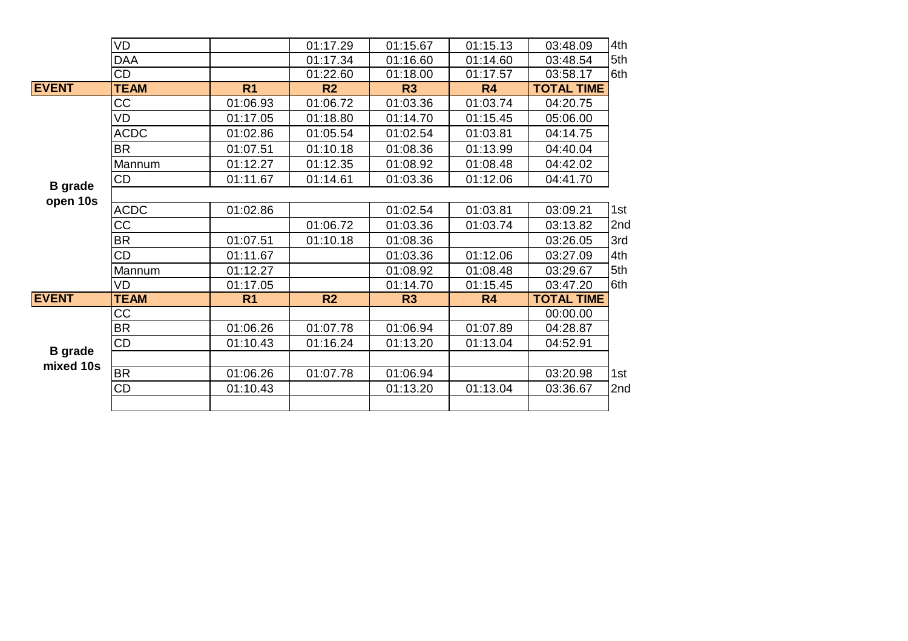| | | | | | | | |
|---|---|---|---|---|---|---|---|
| | VD | | 01:17.29 | 01:15.67 | 01:15.13 | 03:48.09 | 4th |
| | DAA | | 01:17.34 | 01:16.60 | 01:14.60 | 03:48.54 | 5th |
| | CD | | 01:22.60 | 01:18.00 | 01:17.57 | 03:58.17 | 6th |
| **EVENT** | **TEAM** | **R1** | **R2** | **R3** | **R4** | **TOTAL TIME** | |
| **B grade open 10s** | CC | 01:06.93 | 01:06.72 | 01:03.36 | 01:03.74 | 04:20.75 | |
| | VD | 01:17.05 | 01:18.80 | 01:14.70 | 01:15.45 | 05:06.00 | |
| | ACDC | 01:02.86 | 01:05.54 | 01:02.54 | 01:03.81 | 04:14.75 | |
| | BR | 01:07.51 | 01:10.18 | 01:08.36 | 01:13.99 | 04:40.04 | |
| | Mannum | 01:12.27 | 01:12.35 | 01:08.92 | 01:08.48 | 04:42.02 | |
| | CD | 01:11.67 | 01:14.61 | 01:03.36 | 01:12.06 | 04:41.70 | |
| | | | | | | | |
| | ACDC | 01:02.86 | | 01:02.54 | 01:03.81 | 03:09.21 | 1st |
| | CC | | 01:06.72 | 01:03.36 | 01:03.74 | 03:13.82 | 2nd |
| | BR | 01:07.51 | 01:10.18 | 01:08.36 | | 03:26.05 | 3rd |
| | CD | 01:11.67 | | 01:03.36 | 01:12.06 | 03:27.09 | 4th |
| | Mannum | 01:12.27 | | 01:08.92 | 01:08.48 | 03:29.67 | 5th |
| | VD | 01:17.05 | | 01:14.70 | 01:15.45 | 03:47.20 | 6th |
| **EVENT** | **TEAM** | **R1** | **R2** | **R3** | **R4** | **TOTAL TIME** | |
| **B grade mixed 10s** | CC | | | | | 00:00.00 | |
| | BR | 01:06.26 | 01:07.78 | 01:06.94 | 01:07.89 | 04:28.87 | |
| | CD | 01:10.43 | 01:16.24 | 01:13.20 | 01:13.04 | 04:52.91 | |
| | | | | | | | |
| | BR | 01:06.26 | 01:07.78 | 01:06.94 | | 03:20.98 | 1st |
| | CD | 01:10.43 | | 01:13.20 | 01:13.04 | 03:36.67 | 2nd |
| | | | | | | | |